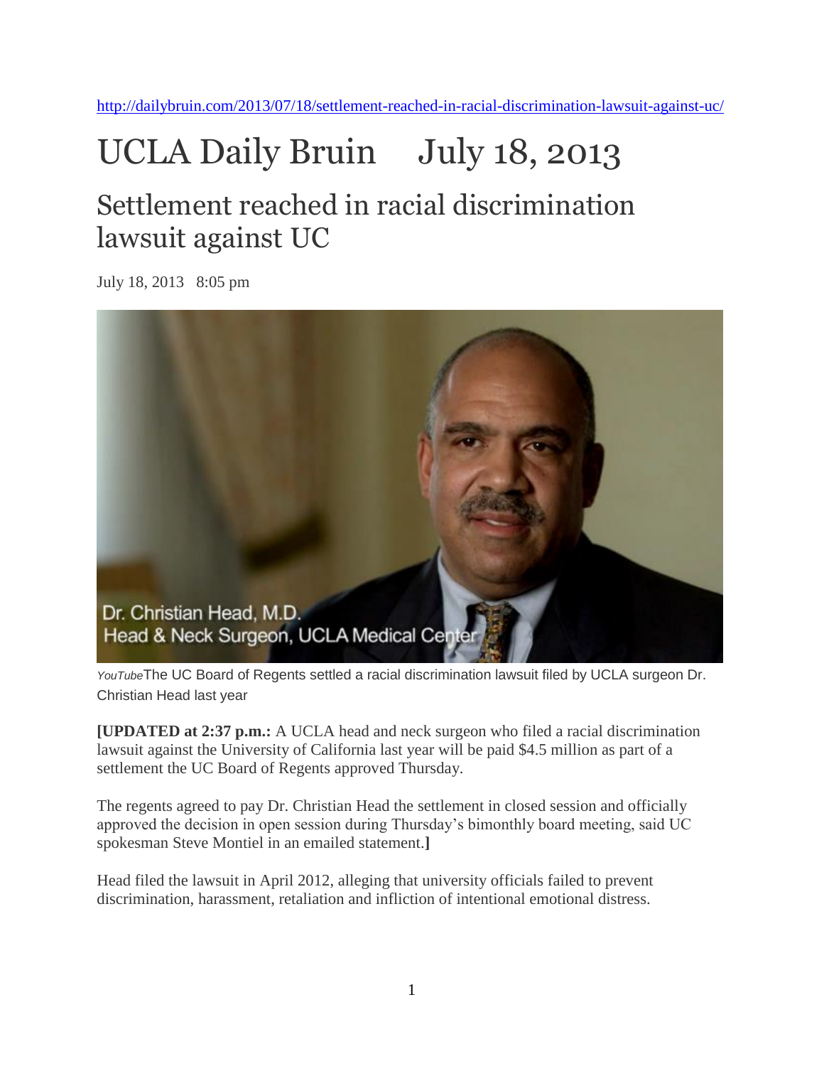http://dailybruin.com/2013/07/18/settlement-reached-in-racial-discrimination-lawsuit-against-uc/

# UCLA Daily Bruin July 18, 2013

## Settlement reached in racial discrimination lawsuit against UC

July 18, 2013 8:05 pm

Dr. Christian Head, M.D.
Head & Neck Surgeon, UCLA Medical Center

*YouTube* The UC Board of Regents settled a racial discrimination lawsuit filed by UCLA surgeon Dr. Christian Head last year

**[UPDATED at 2:37 p.m.:** A UCLA head and neck surgeon who filed a racial discrimination lawsuit against the University of California last year will be paid $4.5 million as part of a settlement the UC Board of Regents approved Thursday.

The regents agreed to pay Dr. Christian Head the settlement in closed session and officially approved the decision in open session during Thursday's bimonthly board meeting, said UC spokesman Steve Montiel in an emailed statement.**]**

Head filed the lawsuit in April 2012, alleging that university officials failed to prevent discrimination, harassment, retaliation and infliction of intentional emotional distress.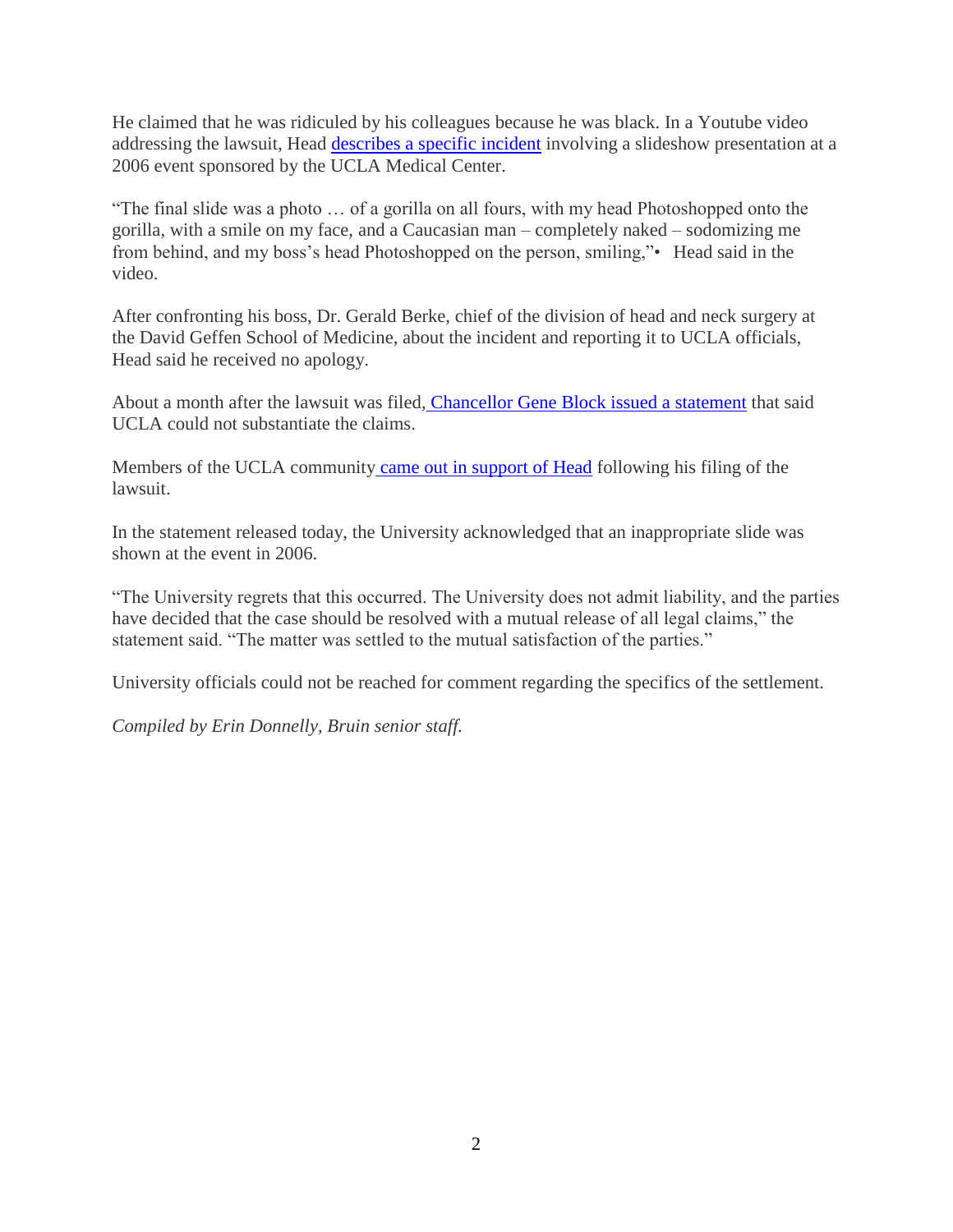He claimed that he was ridiculed by his colleagues because he was black. In a Youtube video addressing the lawsuit, Head [describes a specific incident]() involving a slideshow presentation at a 2006 event sponsored by the UCLA Medical Center.

"The final slide was a photo … of a gorilla on all fours, with my head Photoshopped onto the gorilla, with a smile on my face, and a Caucasian man – completely naked – sodomizing me from behind, and my boss's head Photoshopped on the person, smiling,"• Head said in the video.

After confronting his boss, Dr. Gerald Berke, chief of the division of head and neck surgery at the David Geffen School of Medicine, about the incident and reporting it to UCLA officials, Head said he received no apology.

About a month after the lawsuit was filed, [Chancellor Gene Block issued a statement]() that said UCLA could not substantiate the claims.

Members of the UCLA community [came out in support of Head]() following his filing of the lawsuit.

In the statement released today, the University acknowledged that an inappropriate slide was shown at the event in 2006.

"The University regrets that this occurred. The University does not admit liability, and the parties have decided that the case should be resolved with a mutual release of all legal claims," the statement said. "The matter was settled to the mutual satisfaction of the parties."

University officials could not be reached for comment regarding the specifics of the settlement.

*Compiled by Erin Donnelly, Bruin senior staff.*